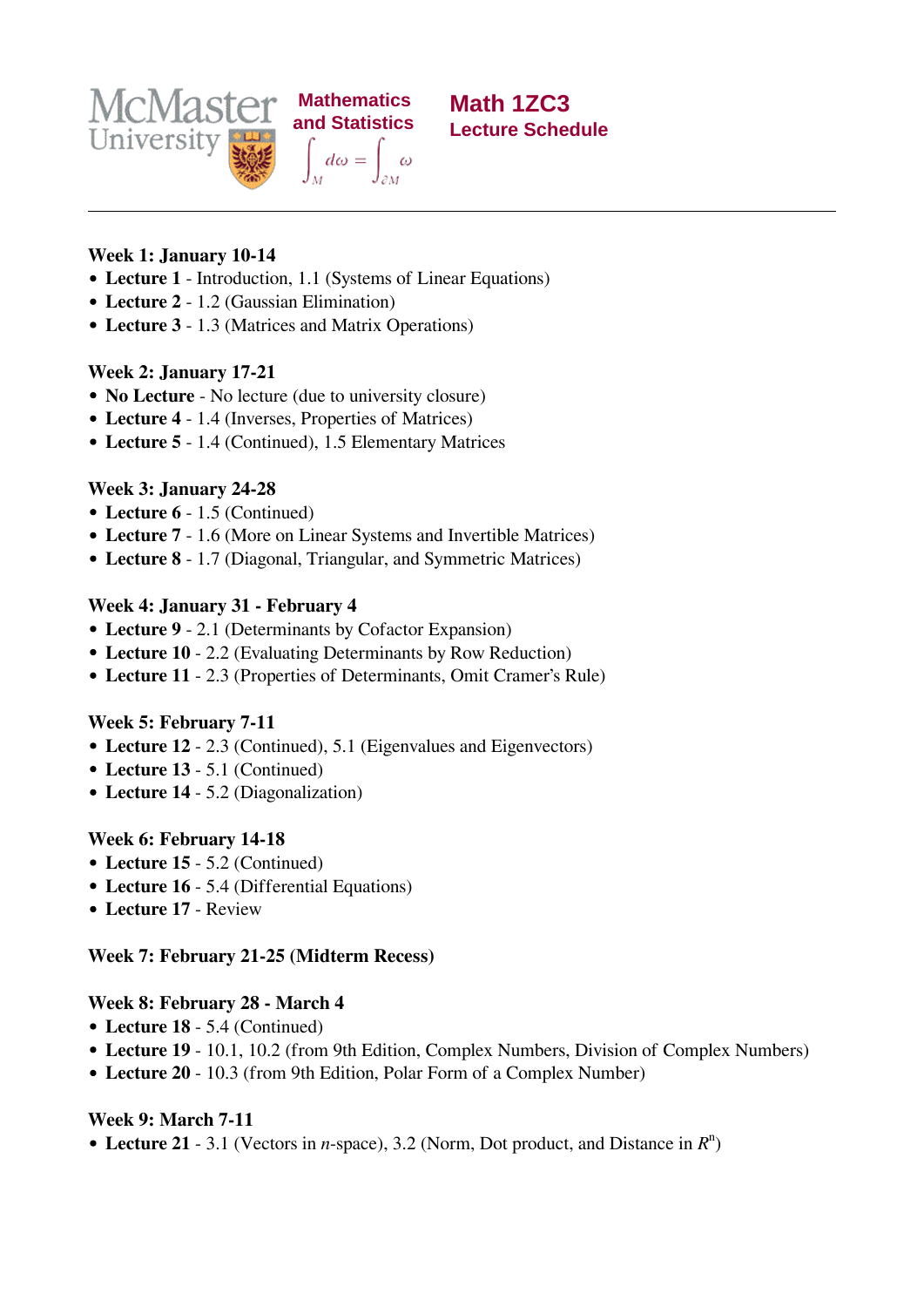McMaster University | Mathematics and Statistics $\int_M d\omega = \int_{\partial M} \omega$

# Math 1ZC3
## Lecture Schedule

---

**Week 1: January 10-14**
- **Lecture 1** - Introduction, 1.1 (Systems of Linear Equations)
- **Lecture 2** - 1.2 (Gaussian Elimination)
- **Lecture 3** - 1.3 (Matrices and Matrix Operations)

**Week 2: January 17-21**
- **No Lecture** - No lecture (due to university closure)
- **Lecture 4** - 1.4 (Inverses, Properties of Matrices)
- **Lecture 5** - 1.4 (Continued), 1.5 Elementary Matrices

**Week 3: January 24-28**
- **Lecture 6** - 1.5 (Continued)
- **Lecture 7** - 1.6 (More on Linear Systems and Invertible Matrices)
- **Lecture 8** - 1.7 (Diagonal, Triangular, and Symmetric Matrices)

**Week 4: January 31 - February 4**
- **Lecture 9** - 2.1 (Determinants by Cofactor Expansion)
- **Lecture 10** - 2.2 (Evaluating Determinants by Row Reduction)
- **Lecture 11** - 2.3 (Properties of Determinants, Omit Cramer's Rule)

**Week 5: February 7-11**
- **Lecture 12** - 2.3 (Continued), 5.1 (Eigenvalues and Eigenvectors)
- **Lecture 13** - 5.1 (Continued)
- **Lecture 14** - 5.2 (Diagonalization)

**Week 6: February 14-18**
- **Lecture 15** - 5.2 (Continued)
- **Lecture 16** - 5.4 (Differential Equations)
- **Lecture 17** - Review

**Week 7: February 21-25 (Midterm Recess)**

**Week 8: February 28 - March 4**
- **Lecture 18** - 5.4 (Continued)
- **Lecture 19** - 10.1, 10.2 (from 9th Edition, Complex Numbers, Division of Complex Numbers)
- **Lecture 20** - 10.3 (from 9th Edition, Polar Form of a Complex Number)

**Week 9: March 7-11**
- **Lecture 21** - 3.1 (Vectors in $n$-space), 3.2 (Norm, Dot product, and Distance in $R^n$)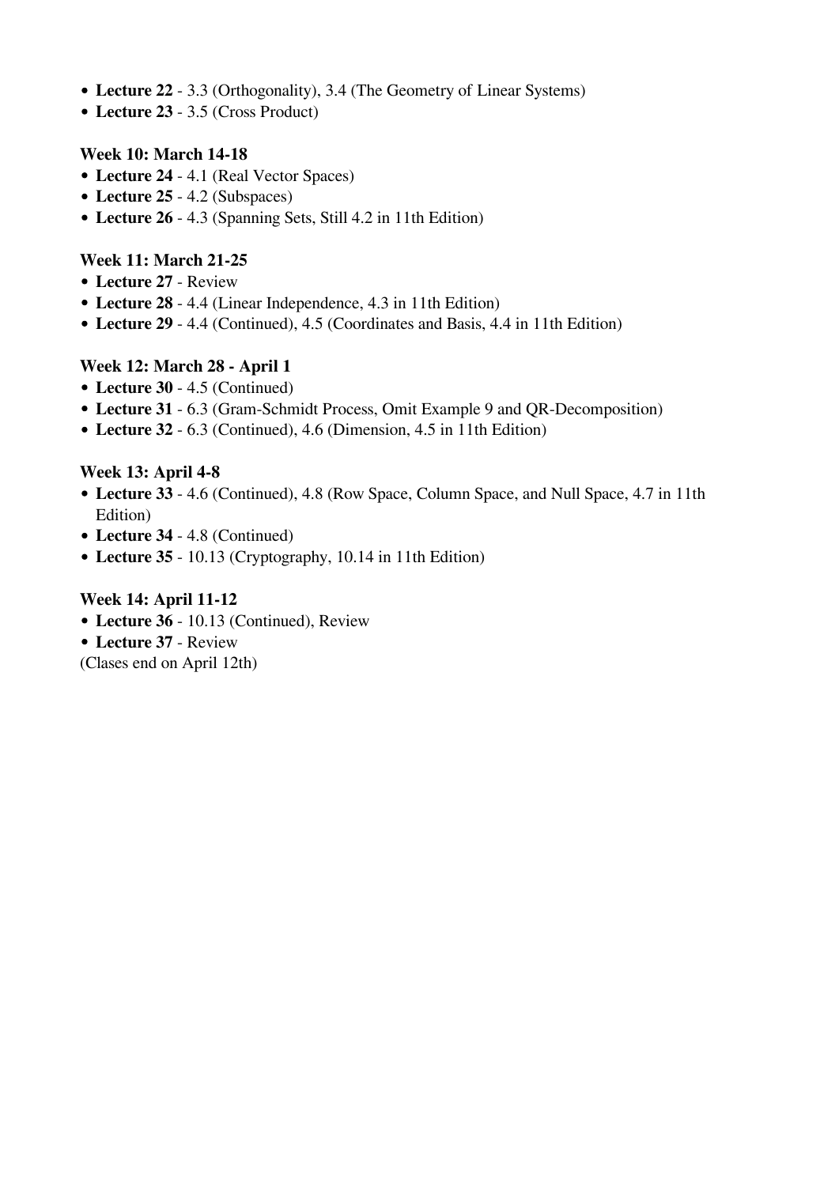- **Lecture 22** - 3.3 (Orthogonality), 3.4 (The Geometry of Linear Systems)
- **Lecture 23** - 3.5 (Cross Product)

### Week 10: March 14-18

- **Lecture 24** - 4.1 (Real Vector Spaces)
- **Lecture 25** - 4.2 (Subspaces)
- **Lecture 26** - 4.3 (Spanning Sets, Still 4.2 in 11th Edition)

### Week 11: March 21-25

- **Lecture 27** - Review
- **Lecture 28** - 4.4 (Linear Independence, 4.3 in 11th Edition)
- **Lecture 29** - 4.4 (Continued), 4.5 (Coordinates and Basis, 4.4 in 11th Edition)

### Week 12: March 28 - April 1

- **Lecture 30** - 4.5 (Continued)
- **Lecture 31** - 6.3 (Gram-Schmidt Process, Omit Example 9 and QR-Decomposition)
- **Lecture 32** - 6.3 (Continued), 4.6 (Dimension, 4.5 in 11th Edition)

### Week 13: April 4-8

- **Lecture 33** - 4.6 (Continued), 4.8 (Row Space, Column Space, and Null Space, 4.7 in 11th Edition)
- **Lecture 34** - 4.8 (Continued)
- **Lecture 35** - 10.13 (Cryptography, 10.14 in 11th Edition)

### Week 14: April 11-12

- **Lecture 36** - 10.13 (Continued), Review
- **Lecture 37** - Review

(Clases end on April 12th)